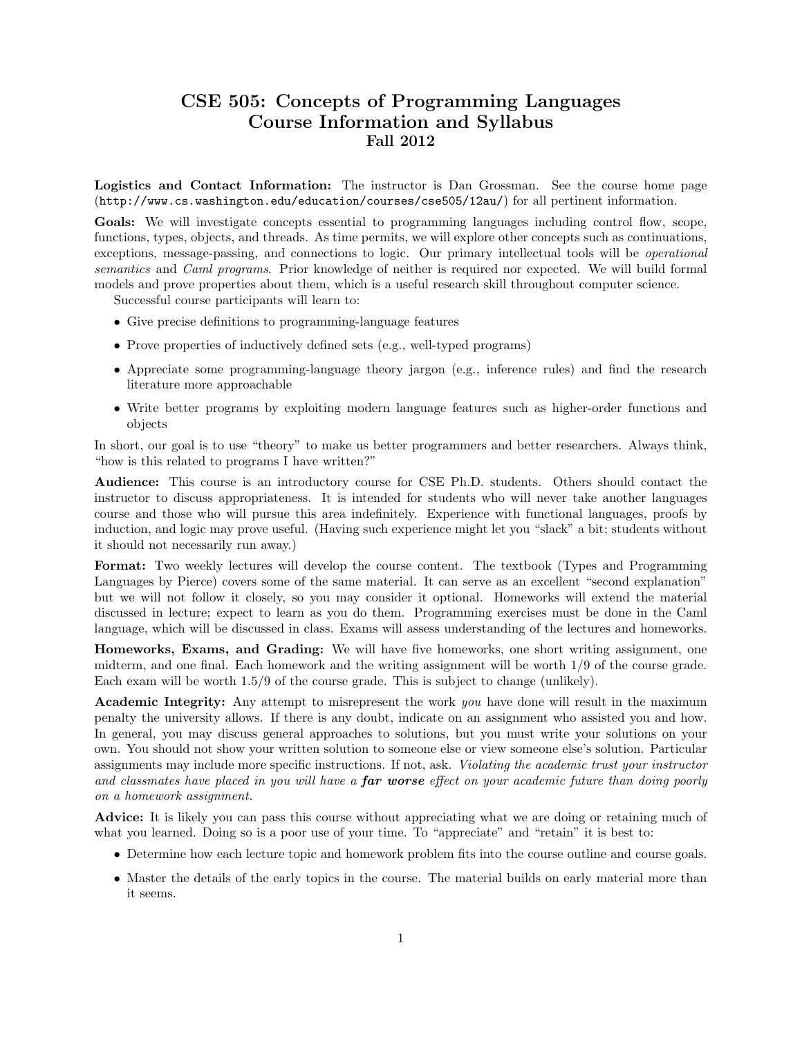# CSE 505: Concepts of Programming Languages
## Course Information and Syllabus
### Fall 2012

**Logistics and Contact Information:** The instructor is Dan Grossman. See the course home page (`http://www.cs.washington.edu/education/courses/cse505/12au/`) for all pertinent information.

**Goals:** We will investigate concepts essential to programming languages including control flow, scope, functions, types, objects, and threads. As time permits, we will explore other concepts such as continuations, exceptions, message-passing, and connections to logic. Our primary intellectual tools will be *operational semantics* and *Caml programs*. Prior knowledge of neither is required nor expected. We will build formal models and prove properties about them, which is a useful research skill throughout computer science.

Successful course participants will learn to:

- Give precise definitions to programming-language features
- Prove properties of inductively defined sets (e.g., well-typed programs)
- Appreciate some programming-language theory jargon (e.g., inference rules) and find the research literature more approachable
- Write better programs by exploiting modern language features such as higher-order functions and objects

In short, our goal is to use "theory" to make us better programmers and better researchers. Always think, "how is this related to programs I have written?"

**Audience:** This course is an introductory course for CSE Ph.D. students. Others should contact the instructor to discuss appropriateness. It is intended for students who will never take another languages course and those who will pursue this area indefinitely. Experience with functional languages, proofs by induction, and logic may prove useful. (Having such experience might let you "slack" a bit; students without it should not necessarily run away.)

**Format:** Two weekly lectures will develop the course content. The textbook (Types and Programming Languages by Pierce) covers some of the same material. It can serve as an excellent "second explanation" but we will not follow it closely, so you may consider it optional. Homeworks will extend the material discussed in lecture; expect to learn as you do them. Programming exercises must be done in the Caml language, which will be discussed in class. Exams will assess understanding of the lectures and homeworks.

**Homeworks, Exams, and Grading:** We will have five homeworks, one short writing assignment, one midterm, and one final. Each homework and the writing assignment will be worth 1/9 of the course grade. Each exam will be worth 1.5/9 of the course grade. This is subject to change (unlikely).

**Academic Integrity:** Any attempt to misrepresent the work *you* have done will result in the maximum penalty the university allows. If there is any doubt, indicate on an assignment who assisted you and how. In general, you may discuss general approaches to solutions, but you must write your solutions on your own. You should not show your written solution to someone else or view someone else's solution. Particular assignments may include more specific instructions. If not, ask. *Violating the academic trust your instructor and classmates have placed in you will have a* ***far worse*** *effect on your academic future than doing poorly on a homework assignment.*

**Advice:** It is likely you can pass this course without appreciating what we are doing or retaining much of what you learned. Doing so is a poor use of your time. To "appreciate" and "retain" it is best to:

- Determine how each lecture topic and homework problem fits into the course outline and course goals.
- Master the details of the early topics in the course. The material builds on early material more than it seems.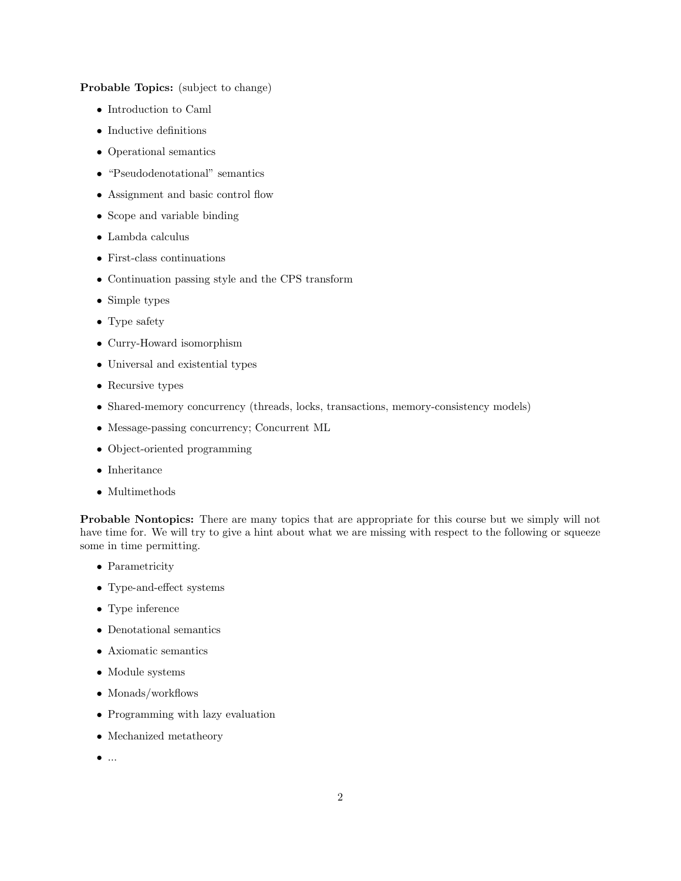**Probable Topics:** (subject to change)

- Introduction to Caml
- Inductive definitions
- Operational semantics
- "Pseudodenotational" semantics
- Assignment and basic control flow
- Scope and variable binding
- Lambda calculus
- First-class continuations
- Continuation passing style and the CPS transform
- Simple types
- Type safety
- Curry-Howard isomorphism
- Universal and existential types
- Recursive types
- Shared-memory concurrency (threads, locks, transactions, memory-consistency models)
- Message-passing concurrency; Concurrent ML
- Object-oriented programming
- Inheritance
- Multimethods

**Probable Nontopics:** There are many topics that are appropriate for this course but we simply will not have time for. We will try to give a hint about what we are missing with respect to the following or squeeze some in time permitting.

- Parametricity
- Type-and-effect systems
- Type inference
- Denotational semantics
- Axiomatic semantics
- Module systems
- Monads/workflows
- Programming with lazy evaluation
- Mechanized metatheory
- ...